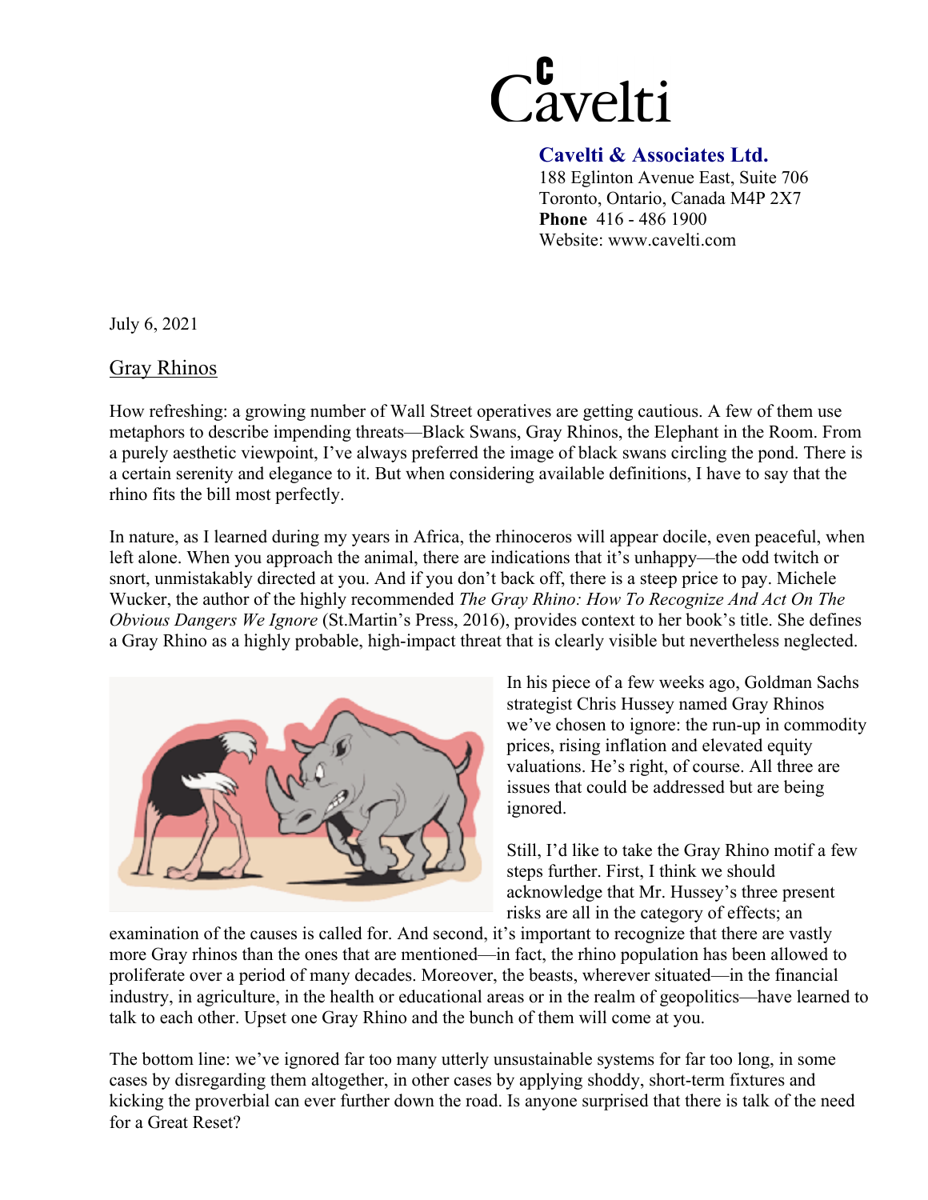Cavelti

**Cavelti & Associates Ltd.**
188 Eglinton Avenue East, Suite 706
Toronto, Ontario, Canada M4P 2X7
**Phone** 416 - 486 1900
Website: www.cavelti.com

July 6, 2021

## Gray Rhinos

How refreshing: a growing number of Wall Street operatives are getting cautious. A few of them use metaphors to describe impending threats—Black Swans, Gray Rhinos, the Elephant in the Room. From a purely aesthetic viewpoint, I've always preferred the image of black swans circling the pond. There is a certain serenity and elegance to it. But when considering available definitions, I have to say that the rhino fits the bill most perfectly.

In nature, as I learned during my years in Africa, the rhinoceros will appear docile, even peaceful, when left alone. When you approach the animal, there are indications that it's unhappy—the odd twitch or snort, unmistakably directed at you. And if you don't back off, there is a steep price to pay. Michele Wucker, the author of the highly recommended *The Gray Rhino: How To Recognize And Act On The Obvious Dangers We Ignore* (St.Martin's Press, 2016), provides context to her book's title. She defines a Gray Rhino as a highly probable, high-impact threat that is clearly visible but nevertheless neglected.

In his piece of a few weeks ago, Goldman Sachs strategist Chris Hussey named Gray Rhinos we've chosen to ignore: the run-up in commodity prices, rising inflation and elevated equity valuations. He's right, of course. All three are issues that could be addressed but are being ignored.

Still, I'd like to take the Gray Rhino motif a few steps further. First, I think we should acknowledge that Mr. Hussey's three present risks are all in the category of effects; an examination of the causes is called for. And second, it's important to recognize that there are vastly more Gray rhinos than the ones that are mentioned—in fact, the rhino population has been allowed to proliferate over a period of many decades. Moreover, the beasts, wherever situated—in the financial industry, in agriculture, in the health or educational areas or in the realm of geopolitics—have learned to talk to each other. Upset one Gray Rhino and the bunch of them will come at you.

The bottom line: we've ignored far too many utterly unsustainable systems for far too long, in some cases by disregarding them altogether, in other cases by applying shoddy, short-term fixtures and kicking the proverbial can ever further down the road. Is anyone surprised that there is talk of the need for a Great Reset?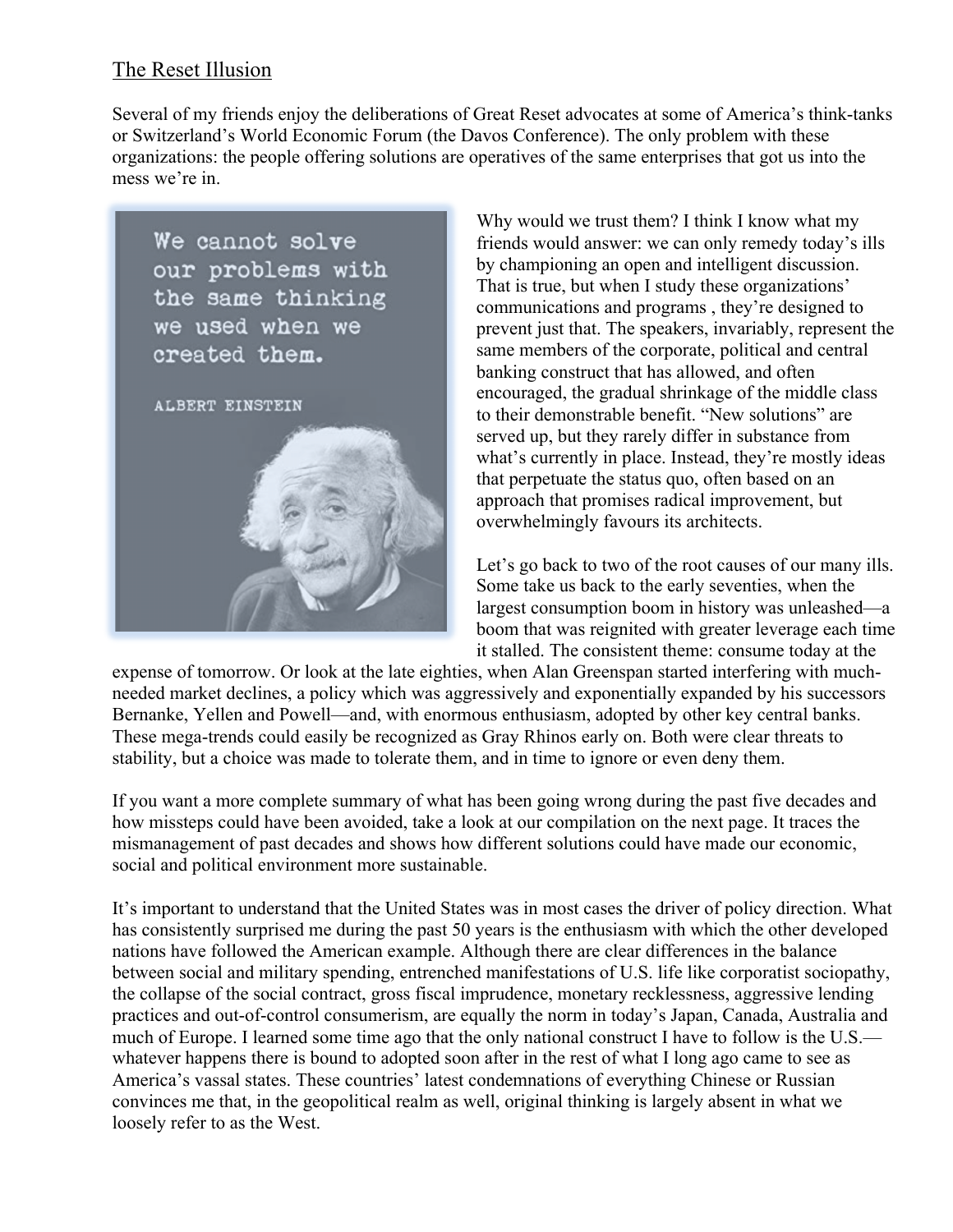## The Reset Illusion

Several of my friends enjoy the deliberations of Great Reset advocates at some of America's think-tanks or Switzerland's World Economic Forum (the Davos Conference). The only problem with these organizations: the people offering solutions are operatives of the same enterprises that got us into the mess we're in.

We cannot solve our problems with the same thinking we used when we created them.

ALBERT EINSTEIN

Why would we trust them? I think I know what my friends would answer: we can only remedy today's ills by championing an open and intelligent discussion. That is true, but when I study these organizations' communications and programs , they're designed to prevent just that. The speakers, invariably, represent the same members of the corporate, political and central banking construct that has allowed, and often encouraged, the gradual shrinkage of the middle class to their demonstrable benefit. "New solutions" are served up, but they rarely differ in substance from what's currently in place. Instead, they're mostly ideas that perpetuate the status quo, often based on an approach that promises radical improvement, but overwhelmingly favours its architects.

Let's go back to two of the root causes of our many ills. Some take us back to the early seventies, when the largest consumption boom in history was unleashed—a boom that was reignited with greater leverage each time it stalled. The consistent theme: consume today at the expense of tomorrow. Or look at the late eighties, when Alan Greenspan started interfering with much-needed market declines, a policy which was aggressively and exponentially expanded by his successors Bernanke, Yellen and Powell—and, with enormous enthusiasm, adopted by other key central banks. These mega-trends could easily be recognized as Gray Rhinos early on. Both were clear threats to stability, but a choice was made to tolerate them, and in time to ignore or even deny them.

If you want a more complete summary of what has been going wrong during the past five decades and how missteps could have been avoided, take a look at our compilation on the next page. It traces the mismanagement of past decades and shows how different solutions could have made our economic, social and political environment more sustainable.

It's important to understand that the United States was in most cases the driver of policy direction. What has consistently surprised me during the past 50 years is the enthusiasm with which the other developed nations have followed the American example. Although there are clear differences in the balance between social and military spending, entrenched manifestations of U.S. life like corporatist sociopathy, the collapse of the social contract, gross fiscal imprudence, monetary recklessness, aggressive lending practices and out-of-control consumerism, are equally the norm in today's Japan, Canada, Australia and much of Europe. I learned some time ago that the only national construct I have to follow is the U.S.—whatever happens there is bound to adopted soon after in the rest of what I long ago came to see as America's vassal states. These countries' latest condemnations of everything Chinese or Russian convinces me that, in the geopolitical realm as well, original thinking is largely absent in what we loosely refer to as the West.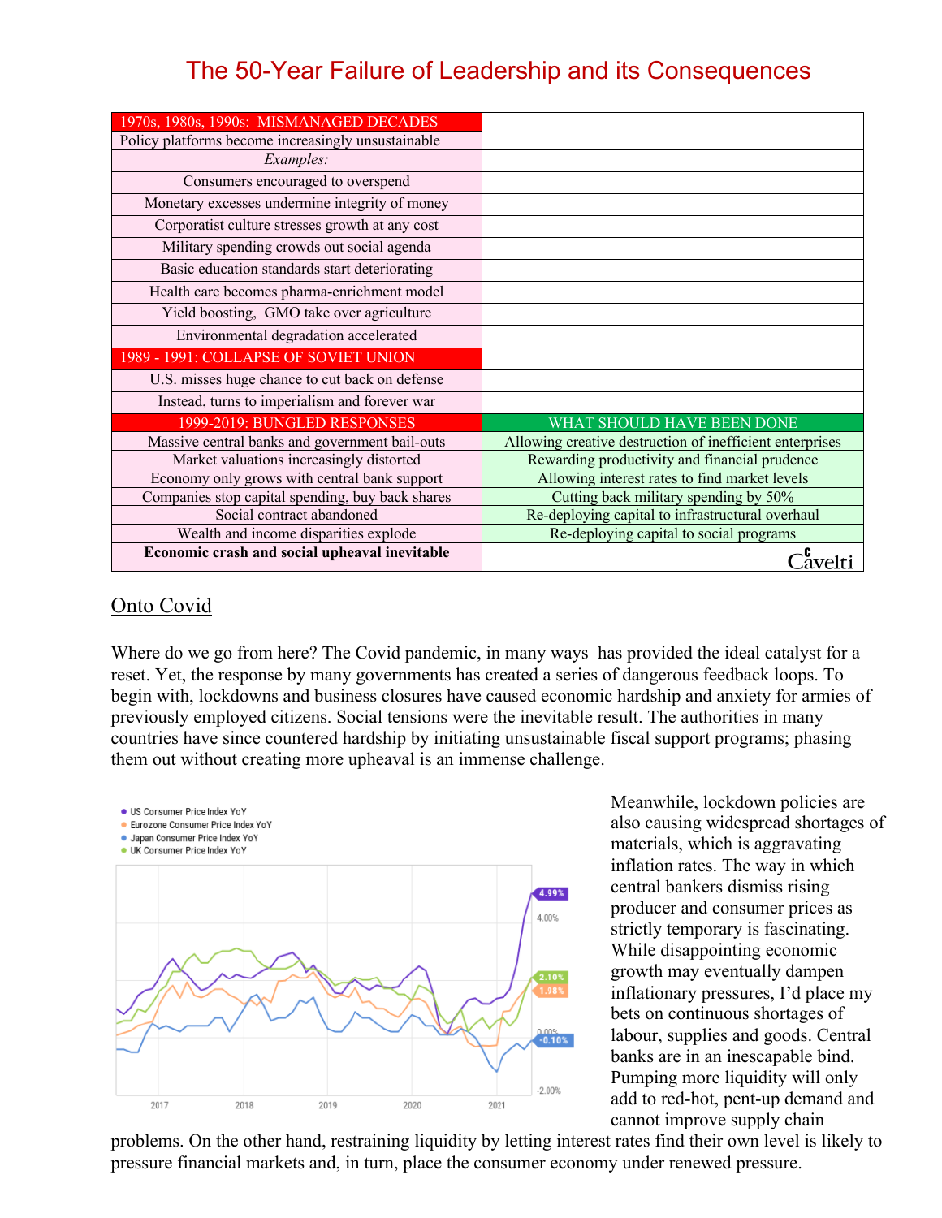# The 50-Year Failure of Leadership and its Consequences

| | |
|---|---|
| 1970s, 1980s, 1990s: MISMANAGED DECADES | |
| Policy platforms become increasingly unsustainable | |
| *Examples:* | |
| Consumers encouraged to overspend | |
| Monetary excesses undermine integrity of money | |
| Corporatist culture stresses growth at any cost | |
| Military spending crowds out social agenda | |
| Basic education standards start deteriorating | |
| Health care becomes pharma-enrichment model | |
| Yield boosting, GMO take over agriculture | |
| Environmental degradation accelerated | |
| 1989 - 1991: COLLAPSE OF SOVIET UNION | |
| U.S. misses huge chance to cut back on defense | |
| Instead, turns to imperialism and forever war | |
| 1999-2019: BUNGLED RESPONSES | WHAT SHOULD HAVE BEEN DONE |
| Massive central banks and government bail-outs | Allowing creative destruction of inefficient enterprises |
| Market valuations increasingly distorted | Rewarding productivity and financial prudence |
| Economy only grows with central bank support | Allowing interest rates to find market levels |
| Companies stop capital spending, buy back shares | Cutting back military spending by 50% |
| Social contract abandoned | Re-deploying capital to infrastructural overhaul |
| Wealth and income disparities explode | Re-deploying capital to social programs |
| **Economic crash and social upheaval inevitable** | Cavelti |

## Onto Covid

Where do we go from here? The Covid pandemic, in many ways has provided the ideal catalyst for a reset. Yet, the response by many governments has created a series of dangerous feedback loops. To begin with, lockdowns and business closures have caused economic hardship and anxiety for armies of previously employed citizens. Social tensions were the inevitable result. The authorities in many countries have since countered hardship by initiating unsustainable fiscal support programs; phasing them out without creating more upheaval is an immense challenge.

US Consumer Price Index YoY
Eurozone Consumer Price Index YoY
Japan Consumer Price Index YoY
UK Consumer Price Index YoY

4.99%
4.00%
2.10%
1.98%
0.00%
-0.10%
-2.00%

2017
2018
2019
2020
2021

Meanwhile, lockdown policies are also causing widespread shortages of materials, which is aggravating inflation rates. The way in which central bankers dismiss rising producer and consumer prices as strictly temporary is fascinating. While disappointing economic growth may eventually dampen inflationary pressures, I'd place my bets on continuous shortages of labour, supplies and goods. Central banks are in an inescapable bind. Pumping more liquidity will only add to red-hot, pent-up demand and cannot improve supply chain problems. On the other hand, restraining liquidity by letting interest rates find their own level is likely to pressure financial markets and, in turn, place the consumer economy under renewed pressure.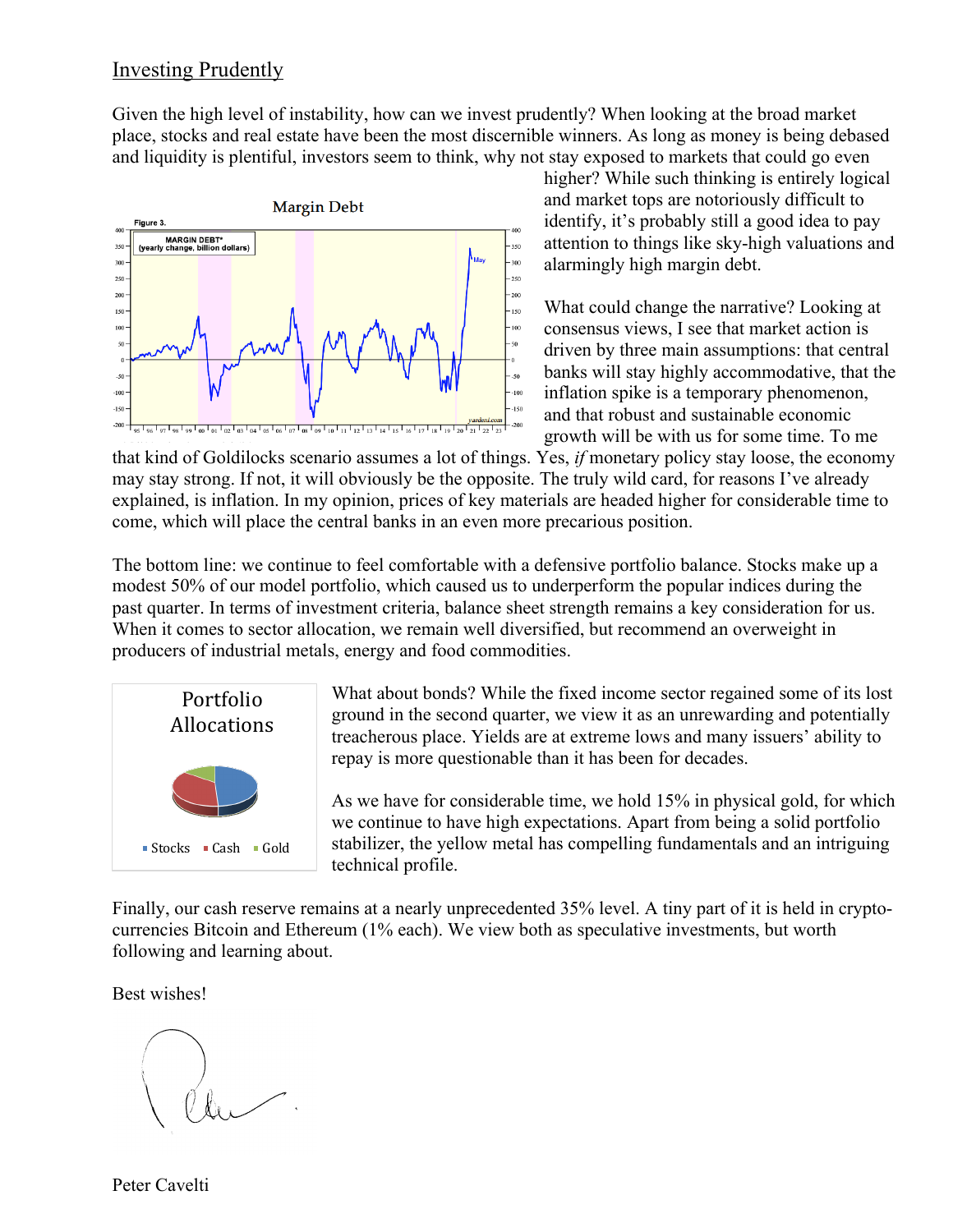## Investing Prudently

Given the high level of instability, how can we invest prudently? When looking at the broad market place, stocks and real estate have been the most discernible winners. As long as money is being debased and liquidity is plentiful, investors seem to think, why not stay exposed to markets that could go even higher? While such thinking is entirely logical and market tops are notoriously difficult to identify, it's probably still a good idea to pay attention to things like sky-high valuations and alarmingly high margin debt.

Margin Debt

Figure 3.

MARGIN DEBT* (yearly change, billion dollars)

May

yardeni.com

What could change the narrative? Looking at consensus views, I see that market action is driven by three main assumptions: that central banks will stay highly accommodative, that the inflation spike is a temporary phenomenon, and that robust and sustainable economic growth will be with us for some time. To me that kind of Goldilocks scenario assumes a lot of things. Yes, *if* monetary policy stay loose, the economy may stay strong. If not, it will obviously be the opposite. The truly wild card, for reasons I've already explained, is inflation. In my opinion, prices of key materials are headed higher for considerable time to come, which will place the central banks in an even more precarious position.

The bottom line: we continue to feel comfortable with a defensive portfolio balance. Stocks make up a modest 50% of our model portfolio, which caused us to underperform the popular indices during the past quarter. In terms of investment criteria, balance sheet strength remains a key consideration for us. When it comes to sector allocation, we remain well diversified, but recommend an overweight in producers of industrial metals, energy and food commodities.

Portfolio Allocations

Stocks Cash Gold

What about bonds? While the fixed income sector regained some of its lost ground in the second quarter, we view it as an unrewarding and potentially treacherous place. Yields are at extreme lows and many issuers' ability to repay is more questionable than it has been for decades.

As we have for considerable time, we hold 15% in physical gold, for which we continue to have high expectations. Apart from being a solid portfolio stabilizer, the yellow metal has compelling fundamentals and an intriguing technical profile.

Finally, our cash reserve remains at a nearly unprecedented 35% level. A tiny part of it is held in crypto-currencies Bitcoin and Ethereum (1% each). We view both as speculative investments, but worth following and learning about.

Best wishes!

Peter Cavelti